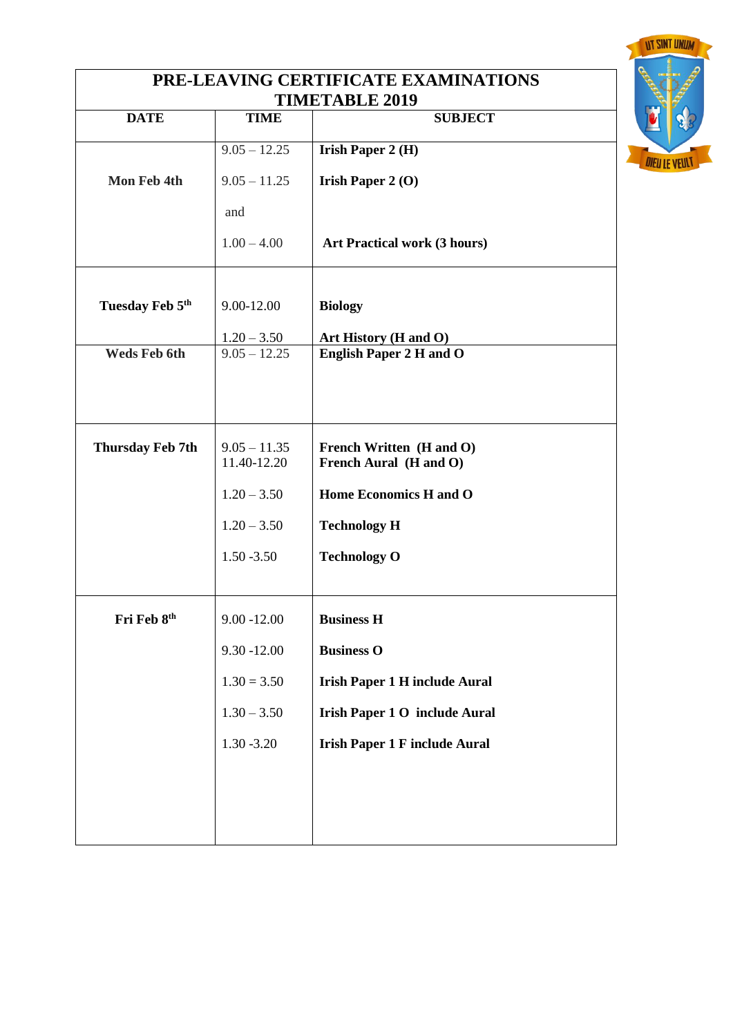# PRE-LEAVING CERTIFICATE EXAMINATIONS TIMETABLE 2019

| DATE | TIME | SUBJECT |
| --- | --- | --- |
| Mon Feb 4th | 9.05 – 12.25 | **Irish Paper 2 (H)** |
| | 9.05 – 11.25 | **Irish Paper 2 (O)** |
| | and | |
| | 1.00 – 4.00 | **Art Practical work (3 hours)** |
| Tuesday Feb 5th | 9.00-12.00 | **Biology** |
| | 1.20 – 3.50 | **Art History (H and O)** |
| Weds Feb 6th | 9.05 – 12.25 | **English Paper 2 H and O** |
| Thursday Feb 7th | 9.05 – 11.35 | **French Written (H and O)** |
| | 11.40-12.20 | **French Aural (H and O)** |
| | 1.20 – 3.50 | **Home Economics H and O** |
| | 1.20 – 3.50 | **Technology H** |
| | 1.50 -3.50 | **Technology O** |
| Fri Feb 8th | 9.00 -12.00 | **Business H** |
| | 9.30 -12.00 | **Business O** |
| | 1.30 = 3.50 | **Irish Paper 1 H include Aural** |
| | 1.30 – 3.50 | **Irish Paper 1 O include Aural** |
| | 1.30 -3.20 | **Irish Paper 1 F include Aural** |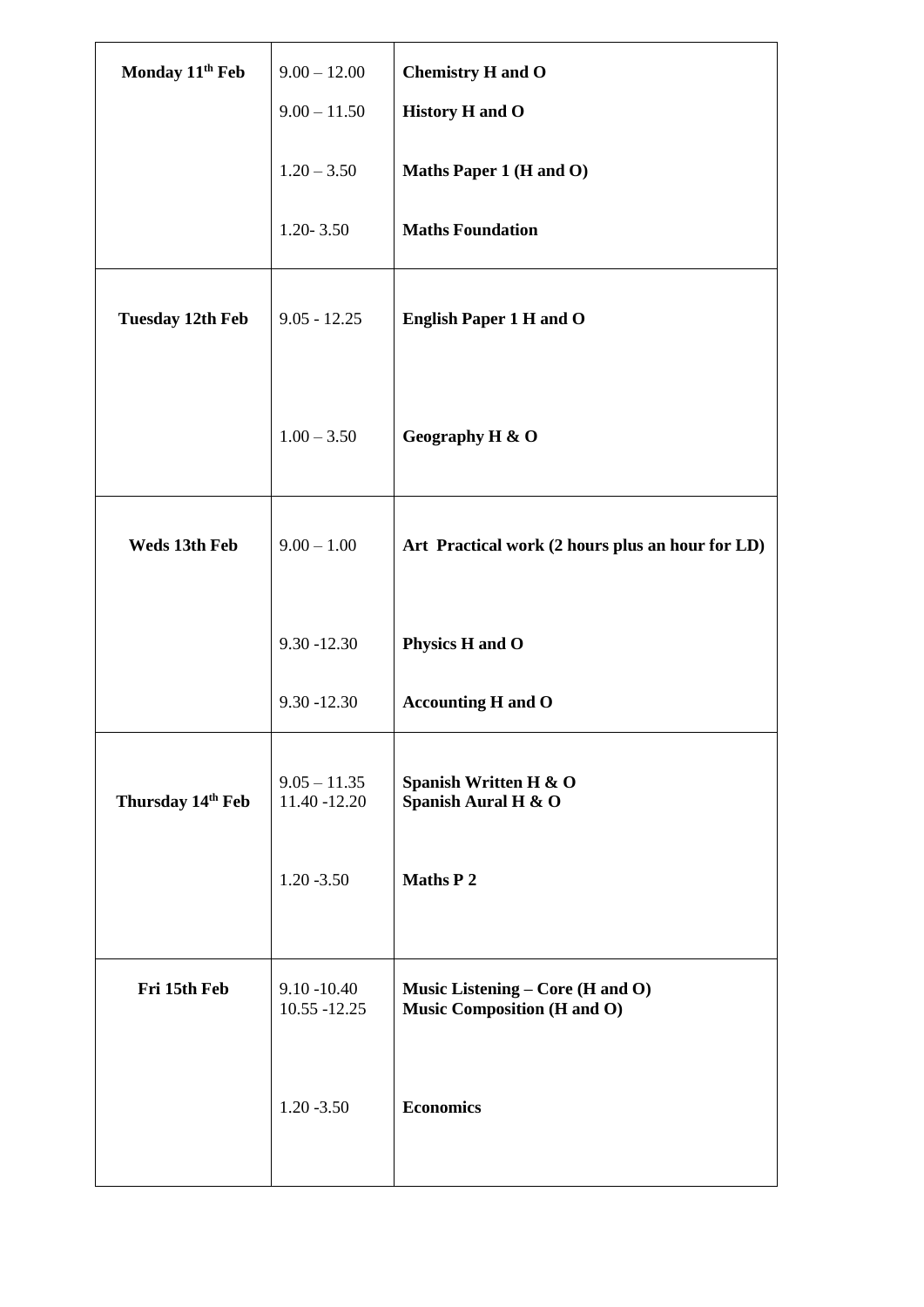| | | |
|---|---|---|
| **Monday 11th Feb** | 9.00 – 12.00 | **Chemistry H and O** |
| | 9.00 – 11.50 | **History H and O** |
| | 1.20 – 3.50 | **Maths Paper 1 (H and O)** |
| | 1.20- 3.50 | **Maths Foundation** |
| **Tuesday 12th Feb** | 9.05 - 12.25 | **English Paper 1 H and O** |
| | 1.00 – 3.50 | **Geography H & O** |
| **Weds 13th Feb** | 9.00 – 1.00 | **Art Practical work (2 hours plus an hour for LD)** |
| | 9.30 -12.30 | **Physics H and O** |
| | 9.30 -12.30 | **Accounting H and O** |
| **Thursday 14th Feb** | 9.05 – 11.35<br>11.40 -12.20 | **Spanish Written H & O**<br>**Spanish Aural H & O** |
| | 1.20 -3.50 | **Maths P 2** |
| **Fri 15th Feb** | 9.10 -10.40<br>10.55 -12.25 | **Music Listening – Core (H and O)**<br>**Music Composition (H and O)** |
| | 1.20 -3.50 | **Economics** |